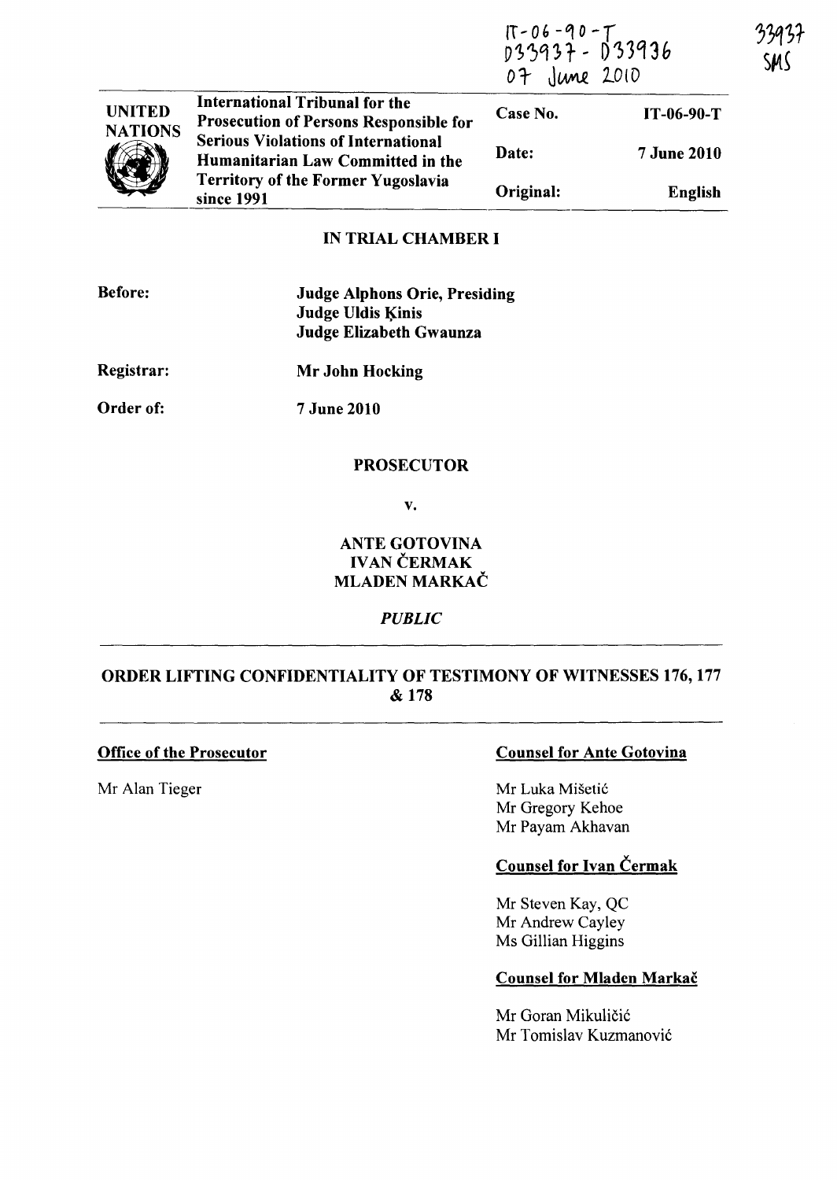IT-06-90-T
D33937 - D33936
07 June 2010

33937
SMS

UNITED NATIONS

| International Tribunal for the Prosecution of Persons Responsible for Serious Violations of International Humanitarian Law Committed in the Territory of the Former Yugoslavia since 1991 | Case No. | IT-06-90-T |
|---|---|---|
| | Date: | 7 June 2010 |
| | Original: | English |

**IN TRIAL CHAMBER I**

**Before:** **Judge Alphons Orie, Presiding**
**Judge Uldis Ķinis**
**Judge Elizabeth Gwaunza**

**Registrar:** **Mr John Hocking**

**Order of:** **7 June 2010**

**PROSECUTOR**

**v.**

**ANTE GOTOVINA**
**IVAN ČERMAK**
**MLADEN MARKAČ**

***PUBLIC***

---

**ORDER LIFTING CONFIDENTIALITY OF TESTIMONY OF WITNESSES 176, 177 & 178**

---

**Office of the Prosecutor**

Mr Alan Tieger

**Counsel for Ante Gotovina**

Mr Luka Mišetić
Mr Gregory Kehoe
Mr Payam Akhavan

**Counsel for Ivan Čermak**

Mr Steven Kay, QC
Mr Andrew Cayley
Ms Gillian Higgins

**Counsel for Mladen Markač**

Mr Goran Mikuličić
Mr Tomislav Kuzmanović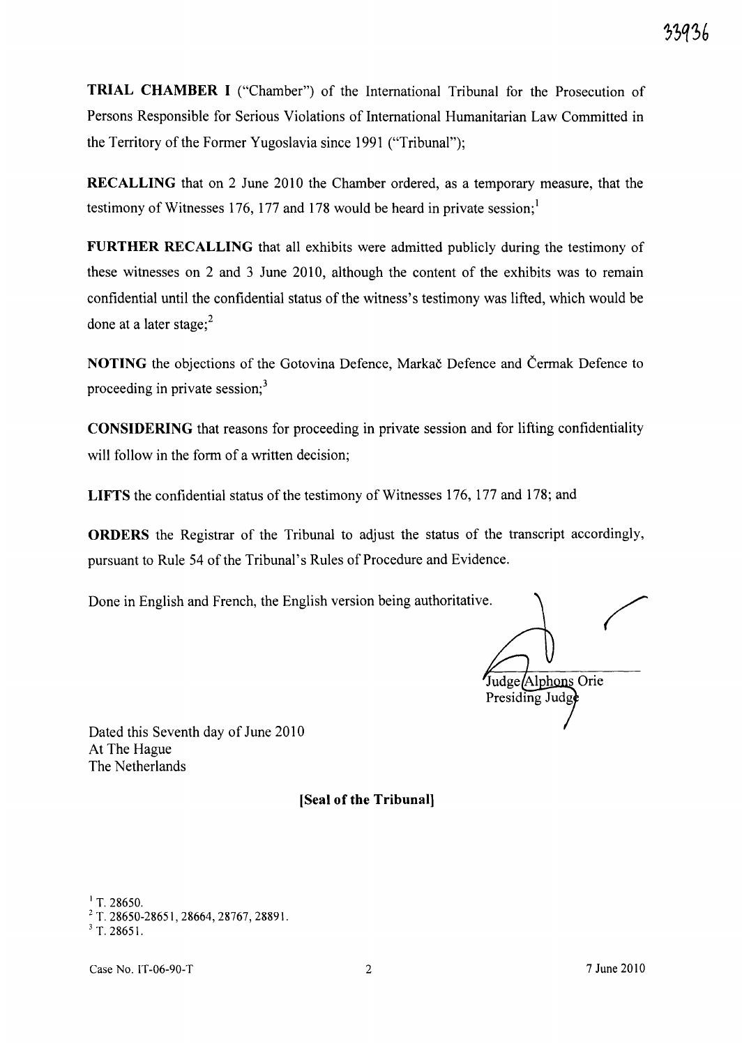**TRIAL CHAMBER I** ("Chamber") of the International Tribunal for the Prosecution of Persons Responsible for Serious Violations of International Humanitarian Law Committed in the Territory of the Former Yugoslavia since 1991 ("Tribunal");

**RECALLING** that on 2 June 2010 the Chamber ordered, as a temporary measure, that the testimony of Witnesses 176, 177 and 178 would be heard in private session;[1]

**FURTHER RECALLING** that all exhibits were admitted publicly during the testimony of these witnesses on 2 and 3 June 2010, although the content of the exhibits was to remain confidential until the confidential status of the witness's testimony was lifted, which would be done at a later stage;[2]

**NOTING** the objections of the Gotovina Defence, Markač Defence and Čermak Defence to proceeding in private session;[3]

**CONSIDERING** that reasons for proceeding in private session and for lifting confidentiality will follow in the form of a written decision;

**LIFTS** the confidential status of the testimony of Witnesses 176, 177 and 178; and

**ORDERS** the Registrar of the Tribunal to adjust the status of the transcript accordingly, pursuant to Rule 54 of the Tribunal's Rules of Procedure and Evidence.

Done in English and French, the English version being authoritative.

Judge Alphons Orie
Presiding Judge

Dated this Seventh day of June 2010
At The Hague
The Netherlands

**[Seal of the Tribunal]**

---

[1] T. 28650.
[2] T. 28650-28651, 28664, 28767, 28891.
[3] T. 28651.